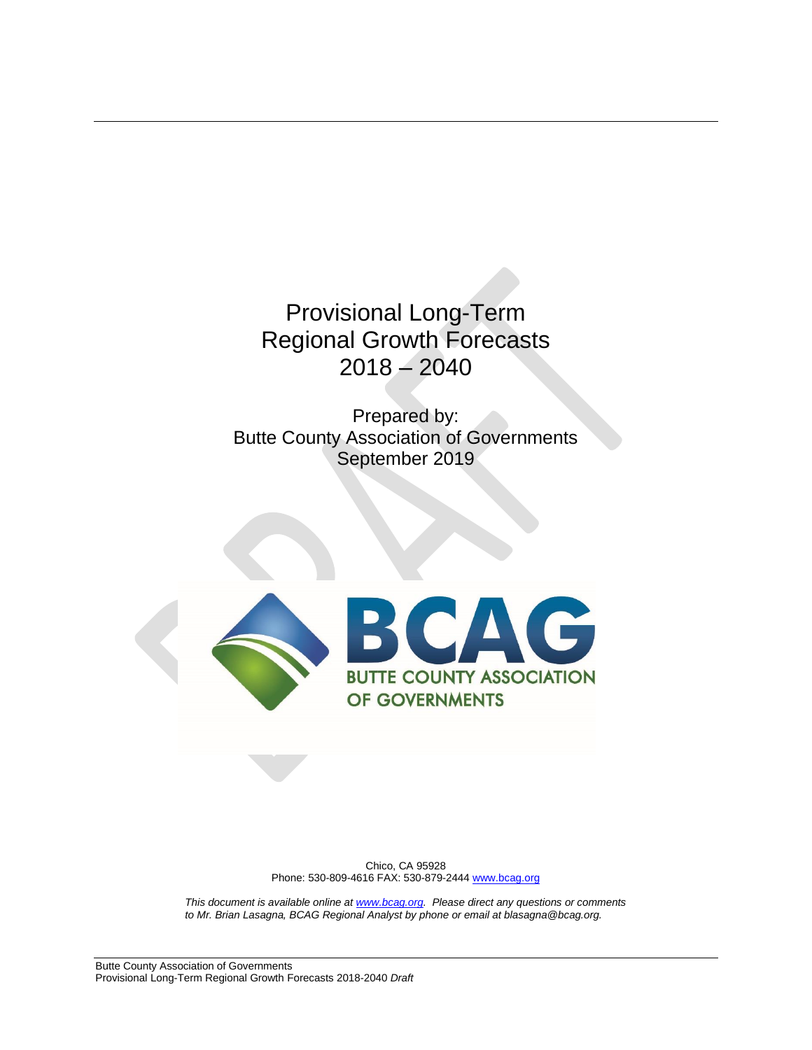# Provisional Long-Term Regional Growth Forecasts 2018 – 2040

Prepared by:
Butte County Association of Governments
September 2019

Chico, CA 95928
Phone: 530-809-4616 FAX: 530-879-2444 www.bcag.org

*This document is available online at www.bcag.org. Please direct any questions or comments to Mr. Brian Lasagna, BCAG Regional Analyst by phone or email at blasagna@bcag.org.*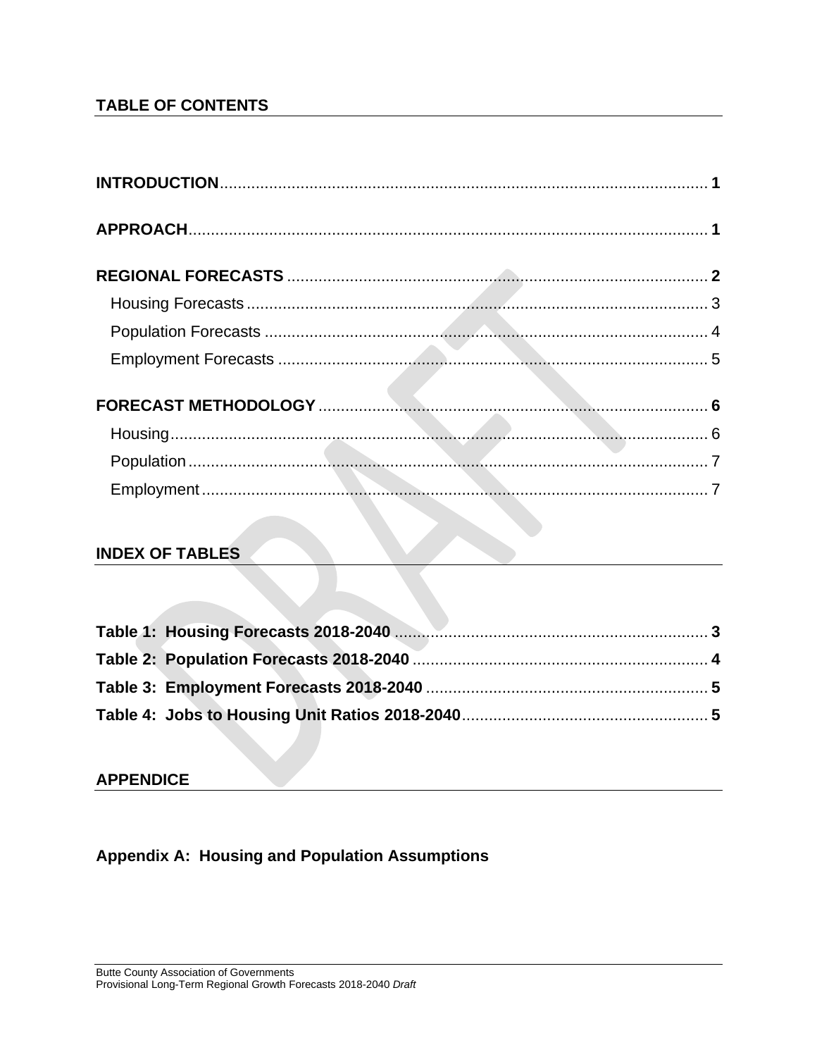## TABLE OF CONTENTS

**INTRODUCTION** .......... **1**

**APPROACH** .......... **1**

**REGIONAL FORECASTS** .......... **2**

- Housing Forecasts .......... 3
- Population Forecasts .......... 4
- Employment Forecasts .......... 5

**FORECAST METHODOLOGY** .......... **6**

- Housing .......... 6
- Population .......... 7
- Employment .......... 7

## INDEX OF TABLES

**Table 1: Housing Forecasts 2018-2040** .......... **3**

**Table 2: Population Forecasts 2018-2040** .......... **4**

**Table 3: Employment Forecasts 2018-2040** .......... **5**

**Table 4: Jobs to Housing Unit Ratios 2018-2040** .......... **5**

## APPENDICE

**Appendix A: Housing and Population Assumptions**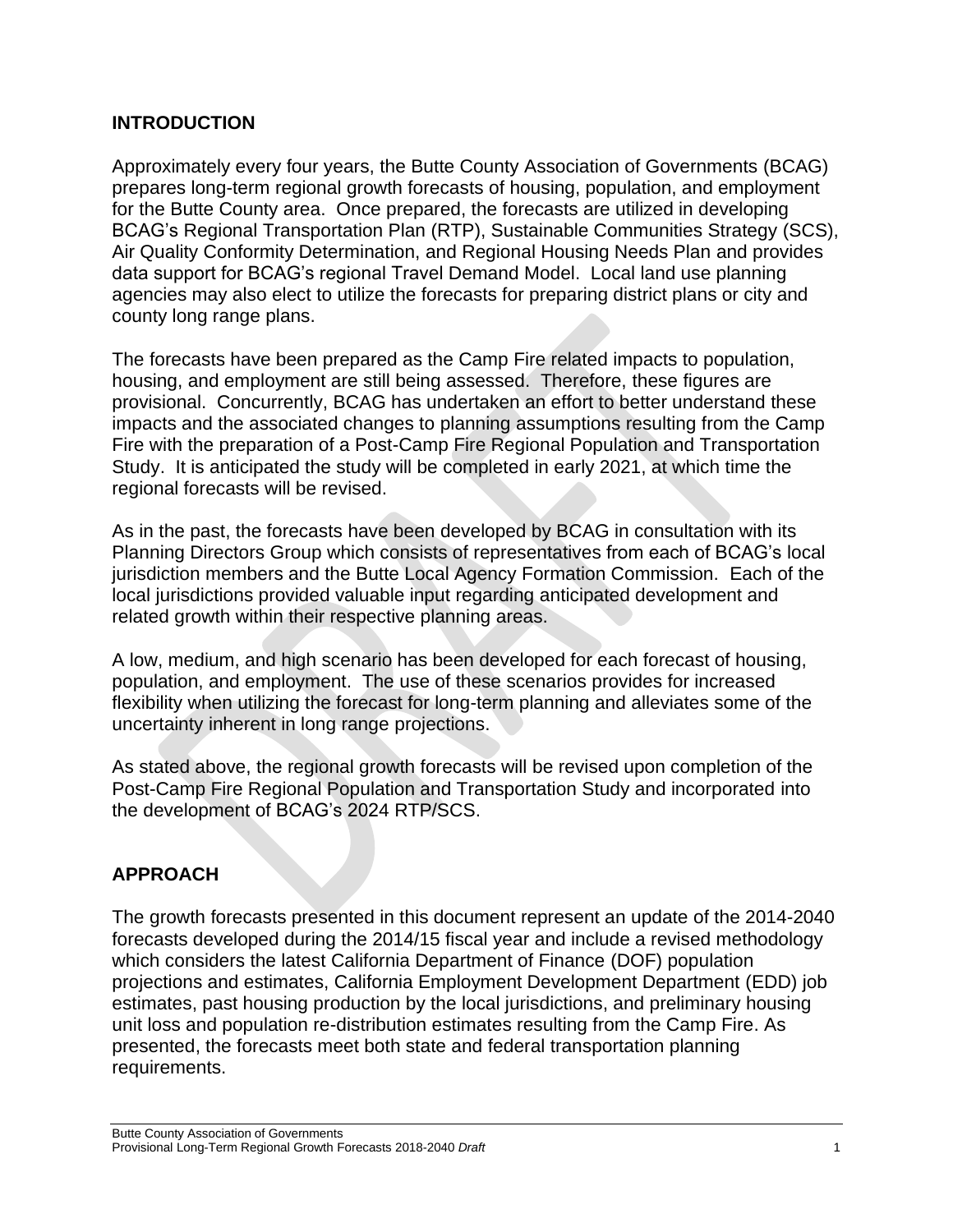## INTRODUCTION

Approximately every four years, the Butte County Association of Governments (BCAG) prepares long-term regional growth forecasts of housing, population, and employment for the Butte County area. Once prepared, the forecasts are utilized in developing BCAG's Regional Transportation Plan (RTP), Sustainable Communities Strategy (SCS), Air Quality Conformity Determination, and Regional Housing Needs Plan and provides data support for BCAG's regional Travel Demand Model. Local land use planning agencies may also elect to utilize the forecasts for preparing district plans or city and county long range plans.

The forecasts have been prepared as the Camp Fire related impacts to population, housing, and employment are still being assessed. Therefore, these figures are provisional. Concurrently, BCAG has undertaken an effort to better understand these impacts and the associated changes to planning assumptions resulting from the Camp Fire with the preparation of a Post-Camp Fire Regional Population and Transportation Study. It is anticipated the study will be completed in early 2021, at which time the regional forecasts will be revised.

As in the past, the forecasts have been developed by BCAG in consultation with its Planning Directors Group which consists of representatives from each of BCAG's local jurisdiction members and the Butte Local Agency Formation Commission. Each of the local jurisdictions provided valuable input regarding anticipated development and related growth within their respective planning areas.

A low, medium, and high scenario has been developed for each forecast of housing, population, and employment. The use of these scenarios provides for increased flexibility when utilizing the forecast for long-term planning and alleviates some of the uncertainty inherent in long range projections.

As stated above, the regional growth forecasts will be revised upon completion of the Post-Camp Fire Regional Population and Transportation Study and incorporated into the development of BCAG's 2024 RTP/SCS.

## APPROACH

The growth forecasts presented in this document represent an update of the 2014-2040 forecasts developed during the 2014/15 fiscal year and include a revised methodology which considers the latest California Department of Finance (DOF) population projections and estimates, California Employment Development Department (EDD) job estimates, past housing production by the local jurisdictions, and preliminary housing unit loss and population re-distribution estimates resulting from the Camp Fire. As presented, the forecasts meet both state and federal transportation planning requirements.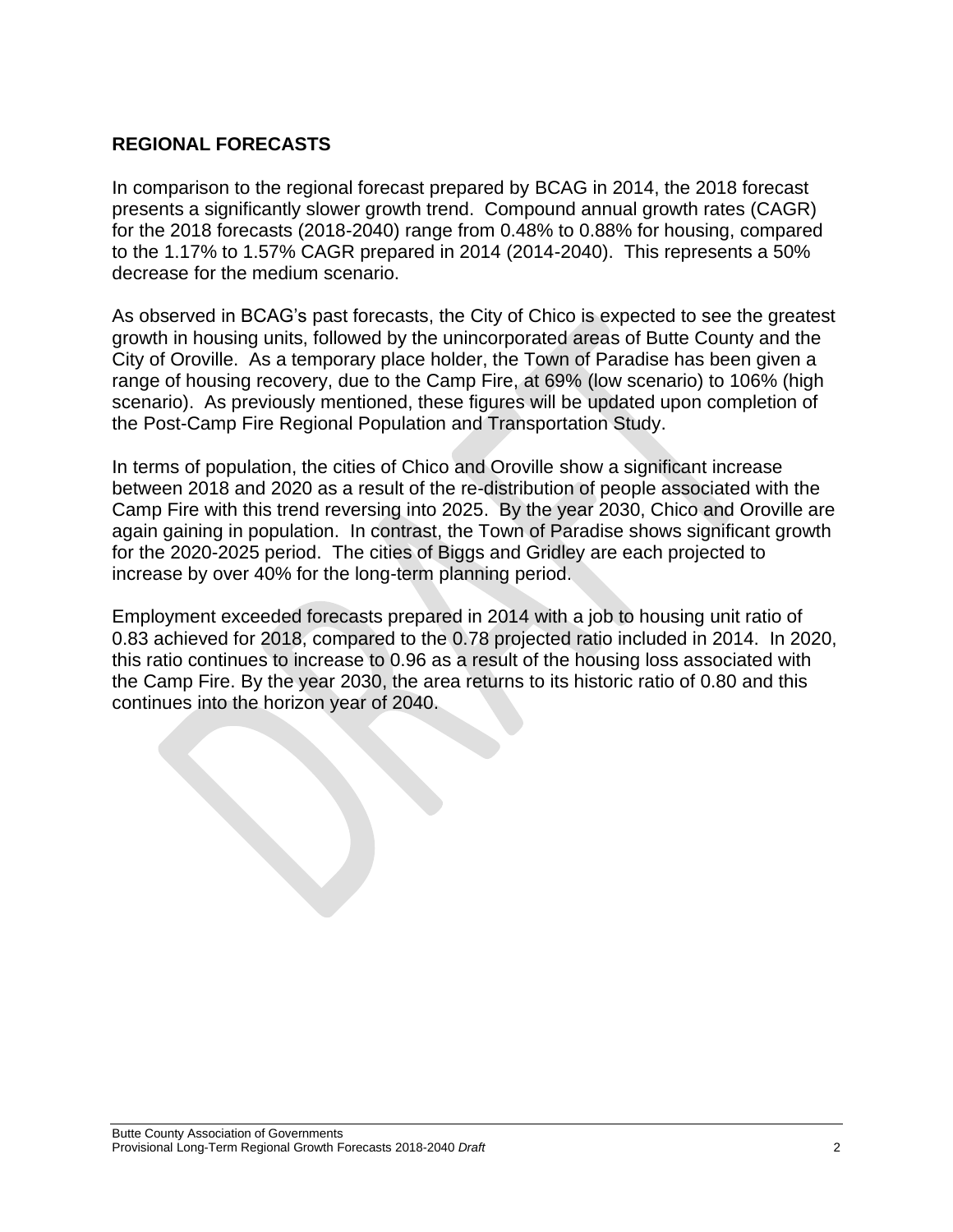## REGIONAL FORECASTS

In comparison to the regional forecast prepared by BCAG in 2014, the 2018 forecast presents a significantly slower growth trend. Compound annual growth rates (CAGR) for the 2018 forecasts (2018-2040) range from 0.48% to 0.88% for housing, compared to the 1.17% to 1.57% CAGR prepared in 2014 (2014-2040). This represents a 50% decrease for the medium scenario.

As observed in BCAG's past forecasts, the City of Chico is expected to see the greatest growth in housing units, followed by the unincorporated areas of Butte County and the City of Oroville. As a temporary place holder, the Town of Paradise has been given a range of housing recovery, due to the Camp Fire, at 69% (low scenario) to 106% (high scenario). As previously mentioned, these figures will be updated upon completion of the Post-Camp Fire Regional Population and Transportation Study.

In terms of population, the cities of Chico and Oroville show a significant increase between 2018 and 2020 as a result of the re-distribution of people associated with the Camp Fire with this trend reversing into 2025. By the year 2030, Chico and Oroville are again gaining in population. In contrast, the Town of Paradise shows significant growth for the 2020-2025 period. The cities of Biggs and Gridley are each projected to increase by over 40% for the long-term planning period.

Employment exceeded forecasts prepared in 2014 with a job to housing unit ratio of 0.83 achieved for 2018, compared to the 0.78 projected ratio included in 2014. In 2020, this ratio continues to increase to 0.96 as a result of the housing loss associated with the Camp Fire. By the year 2030, the area returns to its historic ratio of 0.80 and this continues into the horizon year of 2040.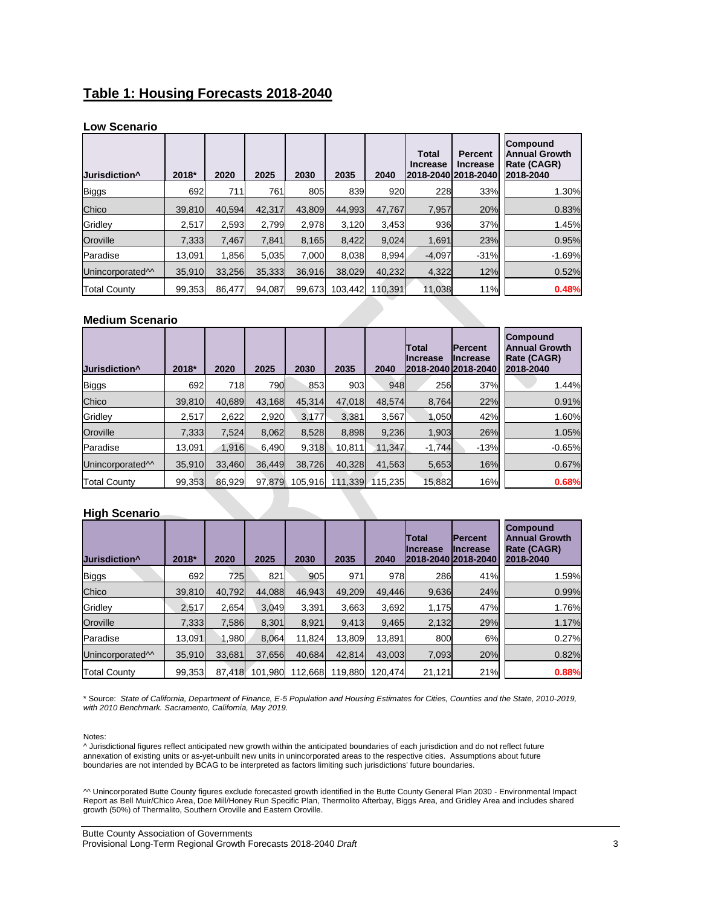## Table 1: Housing Forecasts 2018-2040

### Low Scenario

| Jurisdiction^ | 2018* | 2020 | 2025 | 2030 | 2035 | 2040 | Total Increase 2018-2040 | Percent Increase 2018-2040 | Compound Annual Growth Rate (CAGR) 2018-2040 |
|---|---|---|---|---|---|---|---|---|---|
| Biggs | 692 | 711 | 761 | 805 | 839 | 920 | 228 | 33% | 1.30% |
| Chico | 39,810 | 40,594 | 42,317 | 43,809 | 44,993 | 47,767 | 7,957 | 20% | 0.83% |
| Gridley | 2,517 | 2,593 | 2,799 | 2,978 | 3,120 | 3,453 | 936 | 37% | 1.45% |
| Oroville | 7,333 | 7,467 | 7,841 | 8,165 | 8,422 | 9,024 | 1,691 | 23% | 0.95% |
| Paradise | 13,091 | 1,856 | 5,035 | 7,000 | 8,038 | 8,994 | -4,097 | -31% | -1.69% |
| Unincorporated^^ | 35,910 | 33,256 | 35,333 | 36,916 | 38,029 | 40,232 | 4,322 | 12% | 0.52% |
| Total County | 99,353 | 86,477 | 94,087 | 99,673 | 103,442 | 110,391 | 11,038 | 11% | **0.48%** |

### Medium Scenario

| Jurisdiction^ | 2018* | 2020 | 2025 | 2030 | 2035 | 2040 | Total Increase 2018-2040 | Percent Increase 2018-2040 | Compound Annual Growth Rate (CAGR) 2018-2040 |
|---|---|---|---|---|---|---|---|---|---|
| Biggs | 692 | 718 | 790 | 853 | 903 | 948 | 256 | 37% | 1.44% |
| Chico | 39,810 | 40,689 | 43,168 | 45,314 | 47,018 | 48,574 | 8,764 | 22% | 0.91% |
| Gridley | 2,517 | 2,622 | 2,920 | 3,177 | 3,381 | 3,567 | 1,050 | 42% | 1.60% |
| Oroville | 7,333 | 7,524 | 8,062 | 8,528 | 8,898 | 9,236 | 1,903 | 26% | 1.05% |
| Paradise | 13,091 | 1,916 | 6,490 | 9,318 | 10,811 | 11,347 | -1,744 | -13% | -0.65% |
| Unincorporated^^ | 35,910 | 33,460 | 36,449 | 38,726 | 40,328 | 41,563 | 5,653 | 16% | 0.67% |
| Total County | 99,353 | 86,929 | 97,879 | 105,916 | 111,339 | 115,235 | 15,882 | 16% | **0.68%** |

### High Scenario

| Jurisdiction^ | 2018* | 2020 | 2025 | 2030 | 2035 | 2040 | Total Increase 2018-2040 | Percent Increase 2018-2040 | Compound Annual Growth Rate (CAGR) 2018-2040 |
|---|---|---|---|---|---|---|---|---|---|
| Biggs | 692 | 725 | 821 | 905 | 971 | 978 | 286 | 41% | 1.59% |
| Chico | 39,810 | 40,792 | 44,088 | 46,943 | 49,209 | 49,446 | 9,636 | 24% | 0.99% |
| Gridley | 2,517 | 2,654 | 3,049 | 3,391 | 3,663 | 3,692 | 1,175 | 47% | 1.76% |
| Oroville | 7,333 | 7,586 | 8,301 | 8,921 | 9,413 | 9,465 | 2,132 | 29% | 1.17% |
| Paradise | 13,091 | 1,980 | 8,064 | 11,824 | 13,809 | 13,891 | 800 | 6% | 0.27% |
| Unincorporated^^ | 35,910 | 33,681 | 37,656 | 40,684 | 42,814 | 43,003 | 7,093 | 20% | 0.82% |
| Total County | 99,353 | 87,418 | 101,980 | 112,668 | 119,880 | 120,474 | 21,121 | 21% | **0.88%** |

* Source: *State of California, Department of Finance, E-5 Population and Housing Estimates for Cities, Counties and the State, 2010-2019, with 2010 Benchmark. Sacramento, California, May 2019.*

Notes:

^ Jurisdictional figures reflect anticipated new growth within the anticipated boundaries of each jurisdiction and do not reflect future annexation of existing units or as-yet-unbuilt new units in unincorporated areas to the respective cities. Assumptions about future boundaries are not intended by BCAG to be interpreted as factors limiting such jurisdictions' future boundaries.

^^ Unincorporated Butte County figures exclude forecasted growth identified in the Butte County General Plan 2030 - Environmental Impact Report as Bell Muir/Chico Area, Doe Mill/Honey Run Specific Plan, Thermolito Afterbay, Biggs Area, and Gridley Area and includes shared growth (50%) of Thermalito, Southern Oroville and Eastern Oroville.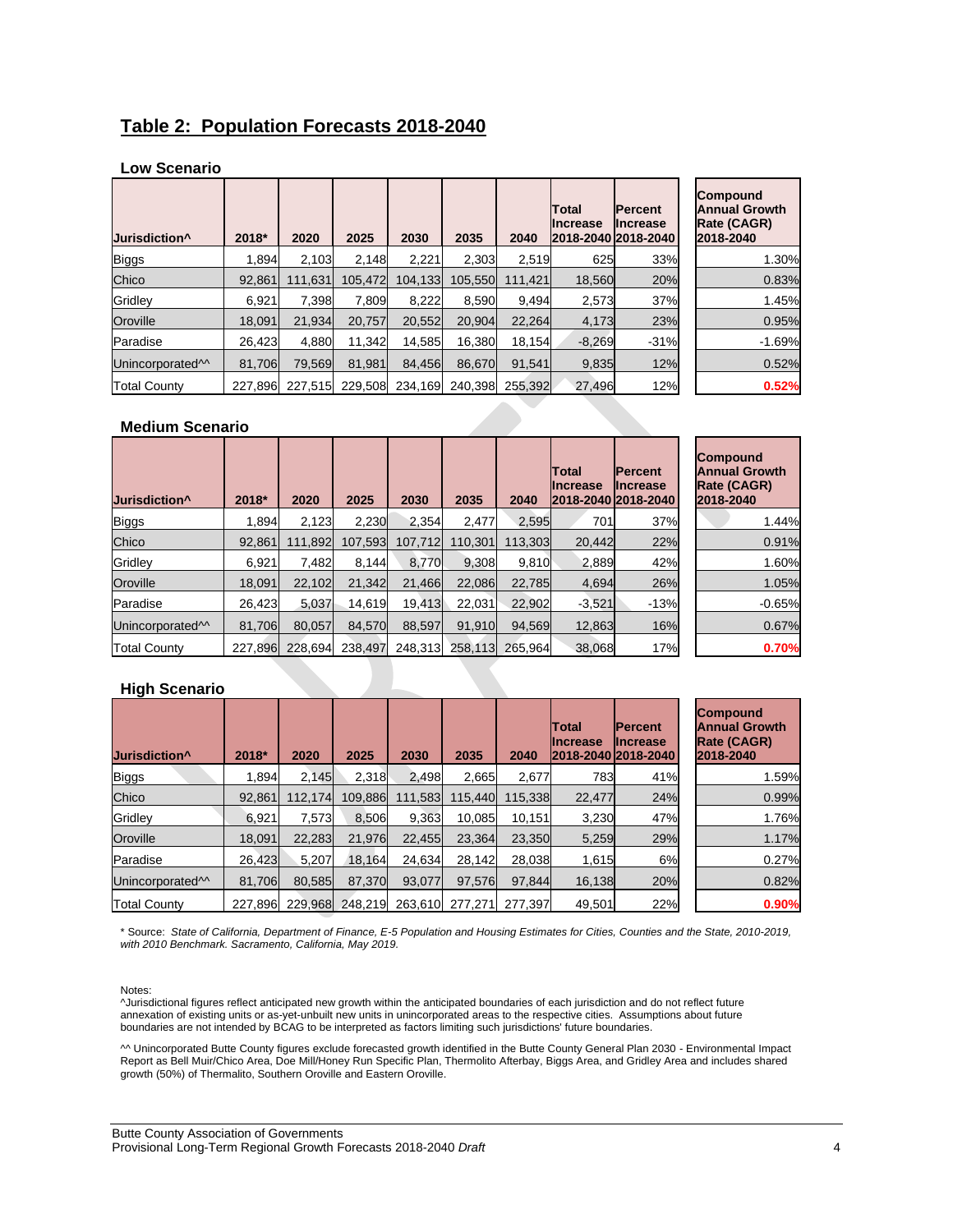## Table 2: Population Forecasts 2018-2040

### Low Scenario

| Jurisdiction^ | 2018* | 2020 | 2025 | 2030 | 2035 | 2040 | Total Increase 2018-2040 | Percent Increase 2018-2040 | Compound Annual Growth Rate (CAGR) 2018-2040 |
|---|---|---|---|---|---|---|---|---|---|
| Biggs | 1,894 | 2,103 | 2,148 | 2,221 | 2,303 | 2,519 | 625 | 33% | 1.30% |
| Chico | 92,861 | 111,631 | 105,472 | 104,133 | 105,550 | 111,421 | 18,560 | 20% | 0.83% |
| Gridley | 6,921 | 7,398 | 7,809 | 8,222 | 8,590 | 9,494 | 2,573 | 37% | 1.45% |
| Oroville | 18,091 | 21,934 | 20,757 | 20,552 | 20,904 | 22,264 | 4,173 | 23% | 0.95% |
| Paradise | 26,423 | 4,880 | 11,342 | 14,585 | 16,380 | 18,154 | -8,269 | -31% | -1.69% |
| Unincorporated^^ | 81,706 | 79,569 | 81,981 | 84,456 | 86,670 | 91,541 | 9,835 | 12% | 0.52% |
| Total County | 227,896 | 227,515 | 229,508 | 234,169 | 240,398 | 255,392 | 27,496 | 12% | 0.52% |

### Medium Scenario

| Jurisdiction^ | 2018* | 2020 | 2025 | 2030 | 2035 | 2040 | Total Increase 2018-2040 | Percent Increase 2018-2040 | Compound Annual Growth Rate (CAGR) 2018-2040 |
|---|---|---|---|---|---|---|---|---|---|
| Biggs | 1,894 | 2,123 | 2,230 | 2,354 | 2,477 | 2,595 | 701 | 37% | 1.44% |
| Chico | 92,861 | 111,892 | 107,593 | 107,712 | 110,301 | 113,303 | 20,442 | 22% | 0.91% |
| Gridley | 6,921 | 7,482 | 8,144 | 8,770 | 9,308 | 9,810 | 2,889 | 42% | 1.60% |
| Oroville | 18,091 | 22,102 | 21,342 | 21,466 | 22,086 | 22,785 | 4,694 | 26% | 1.05% |
| Paradise | 26,423 | 5,037 | 14,619 | 19,413 | 22,031 | 22,902 | -3,521 | -13% | -0.65% |
| Unincorporated^^ | 81,706 | 80,057 | 84,570 | 88,597 | 91,910 | 94,569 | 12,863 | 16% | 0.67% |
| Total County | 227,896 | 228,694 | 238,497 | 248,313 | 258,113 | 265,964 | 38,068 | 17% | 0.70% |

### High Scenario

| Jurisdiction^ | 2018* | 2020 | 2025 | 2030 | 2035 | 2040 | Total Increase 2018-2040 | Percent Increase 2018-2040 | Compound Annual Growth Rate (CAGR) 2018-2040 |
|---|---|---|---|---|---|---|---|---|---|
| Biggs | 1,894 | 2,145 | 2,318 | 2,498 | 2,665 | 2,677 | 783 | 41% | 1.59% |
| Chico | 92,861 | 112,174 | 109,886 | 111,583 | 115,440 | 115,338 | 22,477 | 24% | 0.99% |
| Gridley | 6,921 | 7,573 | 8,506 | 9,363 | 10,085 | 10,151 | 3,230 | 47% | 1.76% |
| Oroville | 18,091 | 22,283 | 21,976 | 22,455 | 23,364 | 23,350 | 5,259 | 29% | 1.17% |
| Paradise | 26,423 | 5,207 | 18,164 | 24,634 | 28,142 | 28,038 | 1,615 | 6% | 0.27% |
| Unincorporated^^ | 81,706 | 80,585 | 87,370 | 93,077 | 97,576 | 97,844 | 16,138 | 20% | 0.82% |
| Total County | 227,896 | 229,968 | 248,219 | 263,610 | 277,271 | 277,397 | 49,501 | 22% | 0.90% |

* Source: *State of California, Department of Finance, E-5 Population and Housing Estimates for Cities, Counties and the State, 2010-2019, with 2010 Benchmark. Sacramento, California, May 2019.*

Notes:
^Jurisdictional figures reflect anticipated new growth within the anticipated boundaries of each jurisdiction and do not reflect future annexation of existing units or as-yet-unbuilt new units in unincorporated areas to the respective cities. Assumptions about future boundaries are not intended by BCAG to be interpreted as factors limiting such jurisdictions' future boundaries.

^^ Unincorporated Butte County figures exclude forecasted growth identified in the Butte County General Plan 2030 - Environmental Impact Report as Bell Muir/Chico Area, Doe Mill/Honey Run Specific Plan, Thermolito Afterbay, Biggs Area, and Gridley Area and includes shared growth (50%) of Thermalito, Southern Oroville and Eastern Oroville.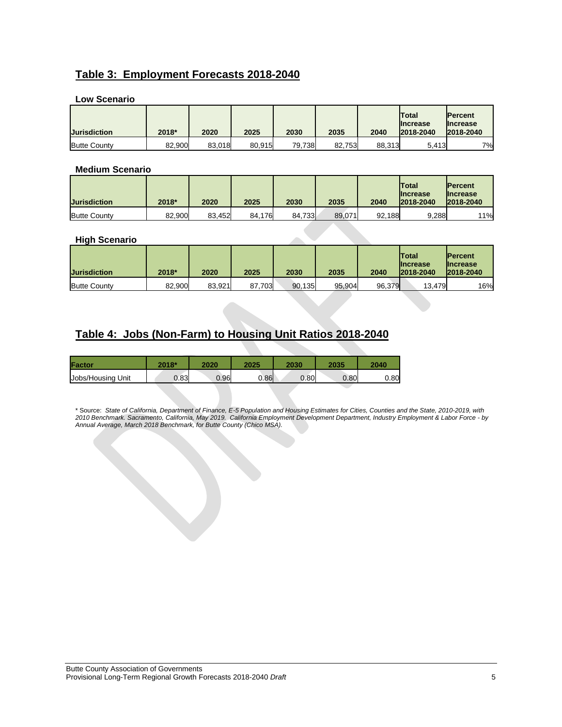## Table 3: Employment Forecasts 2018-2040

### Low Scenario

| Jurisdiction | 2018* | 2020 | 2025 | 2030 | 2035 | 2040 | Total Increase 2018-2040 | Percent Increase 2018-2040 |
|---|---|---|---|---|---|---|---|---|
| Butte County | 82,900 | 83,018 | 80,915 | 79,738 | 82,753 | 88,313 | 5,413 | 7% |

### Medium Scenario

| Jurisdiction | 2018* | 2020 | 2025 | 2030 | 2035 | 2040 | Total Increase 2018-2040 | Percent Increase 2018-2040 |
|---|---|---|---|---|---|---|---|---|
| Butte County | 82,900 | 83,452 | 84,176 | 84,733 | 89,071 | 92,188 | 9,288 | 11% |

### High Scenario

| Jurisdiction | 2018* | 2020 | 2025 | 2030 | 2035 | 2040 | Total Increase 2018-2040 | Percent Increase 2018-2040 |
|---|---|---|---|---|---|---|---|---|
| Butte County | 82,900 | 83,921 | 87,703 | 90,135 | 95,904 | 96,379 | 13,479 | 16% |

## Table 4: Jobs (Non-Farm) to Housing Unit Ratios 2018-2040

| Factor | 2018* | 2020 | 2025 | 2030 | 2035 | 2040 |
|---|---|---|---|---|---|---|
| Jobs/Housing Unit | 0.83 | 0.96 | 0.86 | 0.80 | 0.80 | 0.80 |

* Source: *State of California, Department of Finance, E-5 Population and Housing Estimates for Cities, Counties and the State, 2010-2019, with 2010 Benchmark. Sacramento, California, May 2019. California Employment Development Department, Industry Employment & Labor Force - by Annual Average, March 2018 Benchmark, for Butte County (Chico MSA).*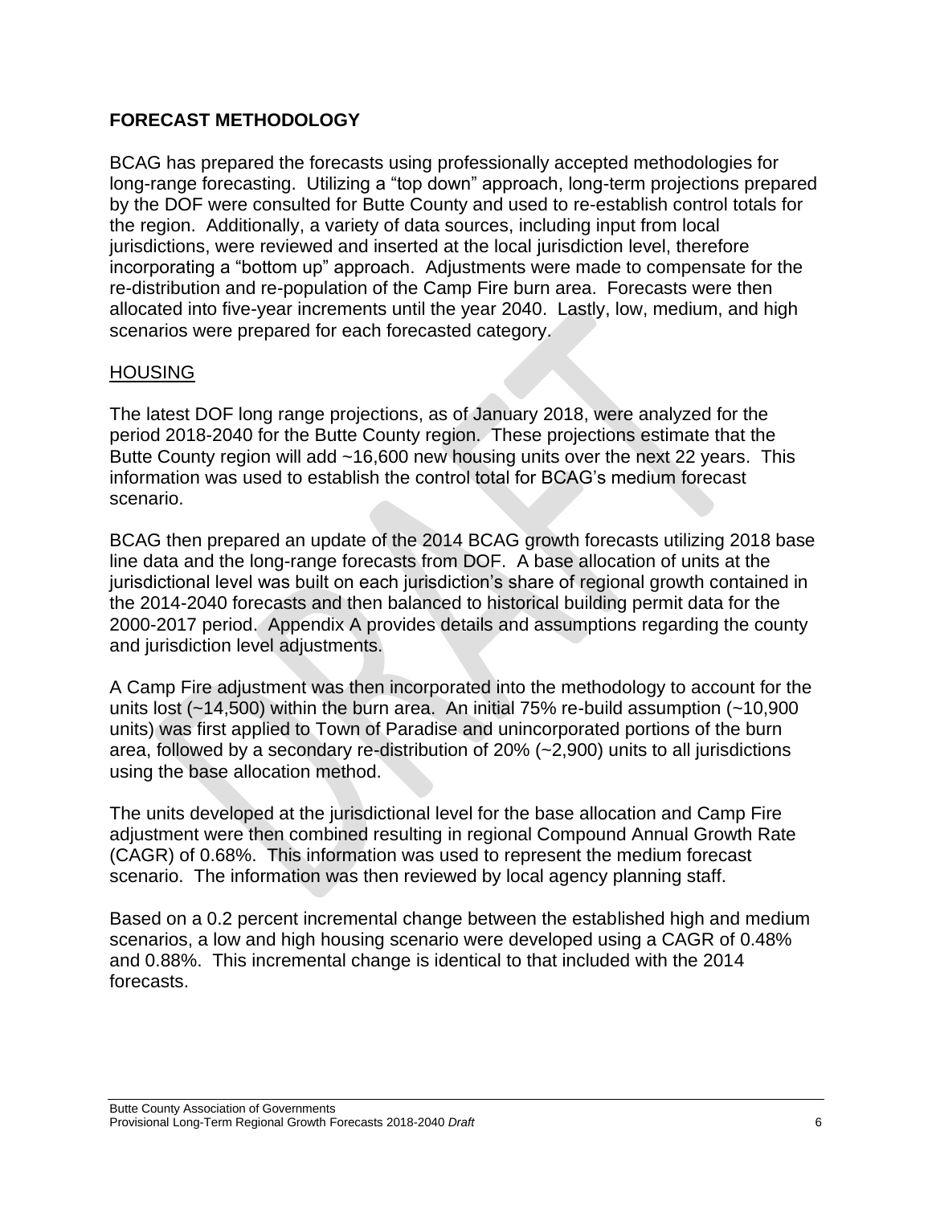## FORECAST METHODOLOGY

BCAG has prepared the forecasts using professionally accepted methodologies for long-range forecasting. Utilizing a "top down" approach, long-term projections prepared by the DOF were consulted for Butte County and used to re-establish control totals for the region. Additionally, a variety of data sources, including input from local jurisdictions, were reviewed and inserted at the local jurisdiction level, therefore incorporating a "bottom up" approach. Adjustments were made to compensate for the re-distribution and re-population of the Camp Fire burn area. Forecasts were then allocated into five-year increments until the year 2040. Lastly, low, medium, and high scenarios were prepared for each forecasted category.

### HOUSING

The latest DOF long range projections, as of January 2018, were analyzed for the period 2018-2040 for the Butte County region. These projections estimate that the Butte County region will add ~16,600 new housing units over the next 22 years. This information was used to establish the control total for BCAG's medium forecast scenario.

BCAG then prepared an update of the 2014 BCAG growth forecasts utilizing 2018 base line data and the long-range forecasts from DOF. A base allocation of units at the jurisdictional level was built on each jurisdiction's share of regional growth contained in the 2014-2040 forecasts and then balanced to historical building permit data for the 2000-2017 period. Appendix A provides details and assumptions regarding the county and jurisdiction level adjustments.

A Camp Fire adjustment was then incorporated into the methodology to account for the units lost (~14,500) within the burn area. An initial 75% re-build assumption (~10,900 units) was first applied to Town of Paradise and unincorporated portions of the burn area, followed by a secondary re-distribution of 20% (~2,900) units to all jurisdictions using the base allocation method.

The units developed at the jurisdictional level for the base allocation and Camp Fire adjustment were then combined resulting in regional Compound Annual Growth Rate (CAGR) of 0.68%. This information was used to represent the medium forecast scenario. The information was then reviewed by local agency planning staff.

Based on a 0.2 percent incremental change between the established high and medium scenarios, a low and high housing scenario were developed using a CAGR of 0.48% and 0.88%. This incremental change is identical to that included with the 2014 forecasts.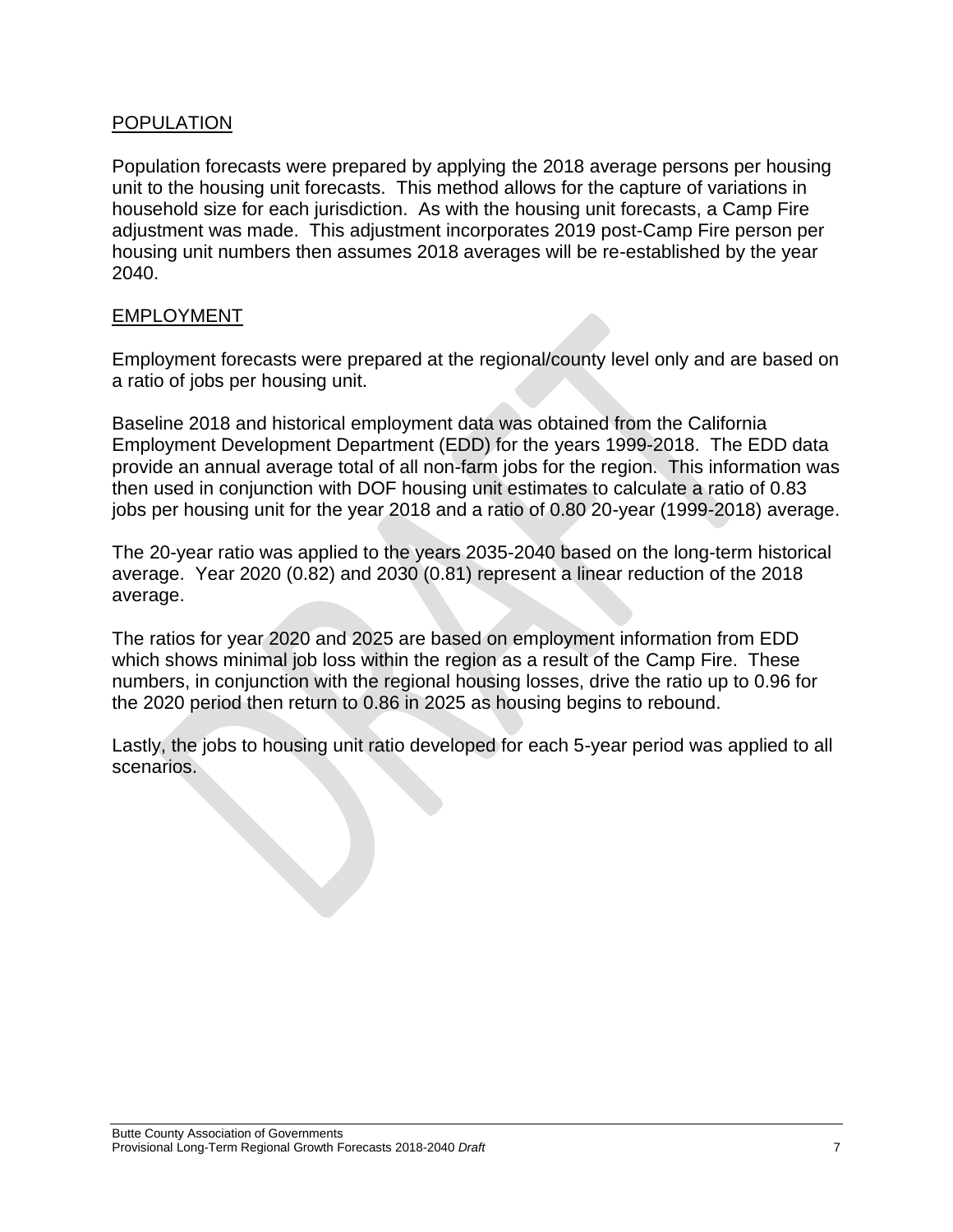## POPULATION

Population forecasts were prepared by applying the 2018 average persons per housing unit to the housing unit forecasts. This method allows for the capture of variations in household size for each jurisdiction. As with the housing unit forecasts, a Camp Fire adjustment was made. This adjustment incorporates 2019 post-Camp Fire person per housing unit numbers then assumes 2018 averages will be re-established by the year 2040.

## EMPLOYMENT

Employment forecasts were prepared at the regional/county level only and are based on a ratio of jobs per housing unit.

Baseline 2018 and historical employment data was obtained from the California Employment Development Department (EDD) for the years 1999-2018. The EDD data provide an annual average total of all non-farm jobs for the region. This information was then used in conjunction with DOF housing unit estimates to calculate a ratio of 0.83 jobs per housing unit for the year 2018 and a ratio of 0.80 20-year (1999-2018) average.

The 20-year ratio was applied to the years 2035-2040 based on the long-term historical average. Year 2020 (0.82) and 2030 (0.81) represent a linear reduction of the 2018 average.

The ratios for year 2020 and 2025 are based on employment information from EDD which shows minimal job loss within the region as a result of the Camp Fire. These numbers, in conjunction with the regional housing losses, drive the ratio up to 0.96 for the 2020 period then return to 0.86 in 2025 as housing begins to rebound.

Lastly, the jobs to housing unit ratio developed for each 5-year period was applied to all scenarios.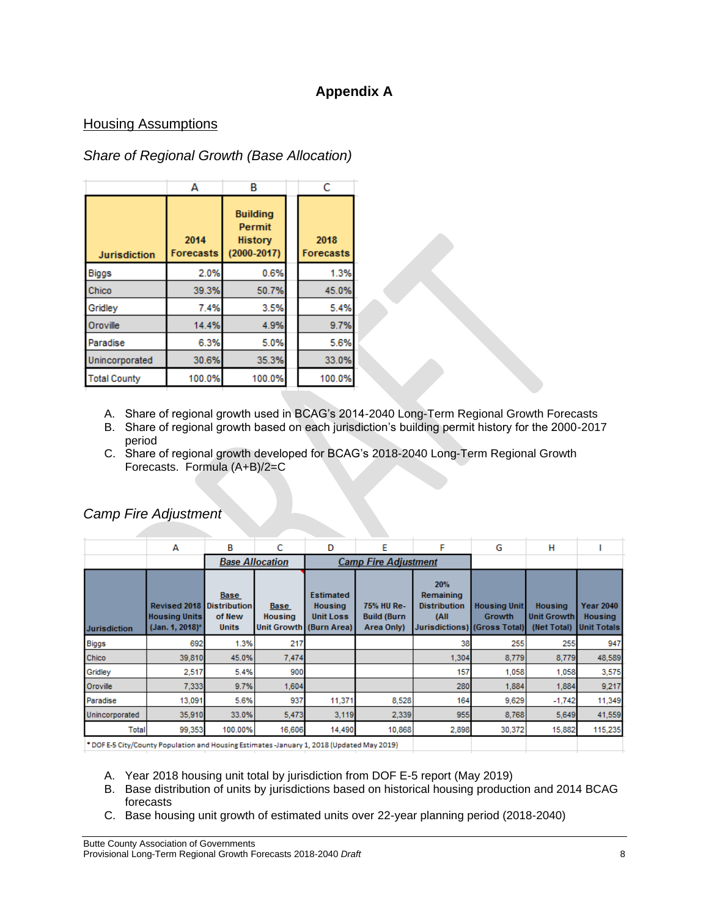# Appendix A

## Housing Assumptions

### *Share of Regional Growth (Base Allocation)*

| | A | B | C |
|---|---|---|---|
| Jurisdiction | 2014 Forecasts | Building Permit History (2000-2017) | 2018 Forecasts |
| Biggs | 2.0% | 0.6% | 1.3% |
| Chico | 39.3% | 50.7% | 45.0% |
| Gridley | 7.4% | 3.5% | 5.4% |
| Oroville | 14.4% | 4.9% | 9.7% |
| Paradise | 6.3% | 5.0% | 5.6% |
| Unincorporated | 30.6% | 35.3% | 33.0% |
| Total County | 100.0% | 100.0% | 100.0% |

A. Share of regional growth used in BCAG's 2014-2040 Long-Term Regional Growth Forecasts
B. Share of regional growth based on each jurisdiction's building permit history for the 2000-2017 period
C. Share of regional growth developed for BCAG's 2018-2040 Long-Term Regional Growth Forecasts. Formula (A+B)/2=C

### *Camp Fire Adjustment*

| | A | B | C | D | E | F | G | H | I |
|---|---|---|---|---|---|---|---|---|---|
| | | Base Allocation | | Camp Fire Adjustment | | | | | |
| Jurisdiction | Revised 2018 Housing Units (Jan. 1, 2018)* | Base Distribution of New Units | Base Housing Unit Growth | Estimated Housing Unit Loss (Burn Area) | 75% HU Re-Build (Burn Area Only) | 20% Remaining Distribution (All Jurisdictions) | Housing Unit Growth (Gross Total) | Housing Unit Growth (Net Total) | Year 2040 Housing Unit Totals |
| Biggs | 692 | 1.3% | 217 | | | 38 | 255 | 255 | 947 |
| Chico | 39,810 | 45.0% | 7,474 | | | 1,304 | 8,779 | 8,779 | 48,589 |
| Gridley | 2,517 | 5.4% | 900 | | | 157 | 1,058 | 1,058 | 3,575 |
| Oroville | 7,333 | 9.7% | 1,604 | | | 280 | 1,884 | 1,884 | 9,217 |
| Paradise | 13,091 | 5.6% | 937 | 11,371 | 8,528 | 164 | 9,629 | -1,742 | 11,349 |
| Unincorporated | 35,910 | 33.0% | 5,473 | 3,119 | 2,339 | 955 | 8,768 | 5,649 | 41,559 |
| Total | 99,353 | 100.00% | 16,606 | 14,490 | 10,868 | 2,898 | 30,372 | 15,882 | 115,235 |

* DOF E-5 City/County Population and Housing Estimates -January 1, 2018 (Updated May 2019)

A. Year 2018 housing unit total by jurisdiction from DOF E-5 report (May 2019)
B. Base distribution of units by jurisdictions based on historical housing production and 2014 BCAG forecasts
C. Base housing unit growth of estimated units over 22-year planning period (2018-2040)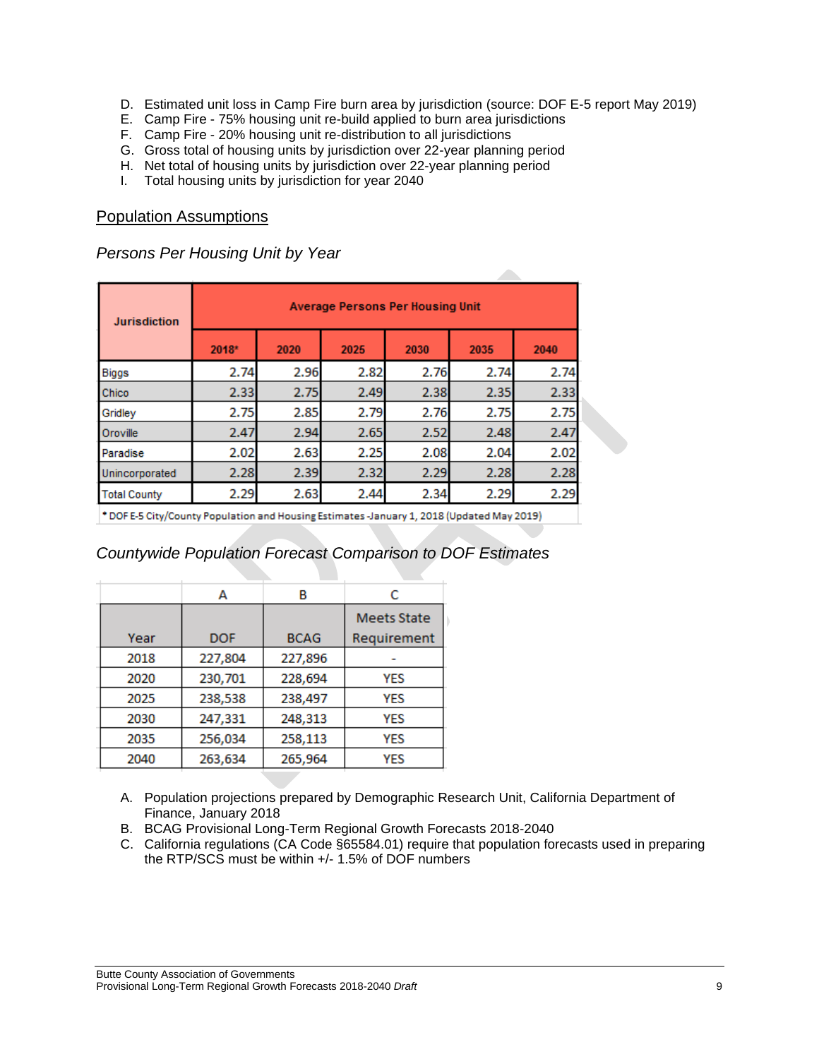D. Estimated unit loss in Camp Fire burn area by jurisdiction (source: DOF E-5 report May 2019)
E. Camp Fire - 75% housing unit re-build applied to burn area jurisdictions
F. Camp Fire - 20% housing unit re-distribution to all jurisdictions
G. Gross total of housing units by jurisdiction over 22-year planning period
H. Net total of housing units by jurisdiction over 22-year planning period
I. Total housing units by jurisdiction for year 2040

## Population Assumptions

### *Persons Per Housing Unit by Year*

| Jurisdiction | Average Persons Per Housing Unit | | | | | |
|---|---|---|---|---|---|---|
| | 2018* | 2020 | 2025 | 2030 | 2035 | 2040 |
| Biggs | 2.74 | 2.96 | 2.82 | 2.76 | 2.74 | 2.74 |
| Chico | 2.33 | 2.75 | 2.49 | 2.38 | 2.35 | 2.33 |
| Gridley | 2.75 | 2.85 | 2.79 | 2.76 | 2.75 | 2.75 |
| Oroville | 2.47 | 2.94 | 2.65 | 2.52 | 2.48 | 2.47 |
| Paradise | 2.02 | 2.63 | 2.25 | 2.08 | 2.04 | 2.02 |
| Unincorporated | 2.28 | 2.39 | 2.32 | 2.29 | 2.28 | 2.28 |
| Total County | 2.29 | 2.63 | 2.44 | 2.34 | 2.29 | 2.29 |

* DOF E-5 City/County Population and Housing Estimates -January 1, 2018 (Updated May 2019)

### *Countywide Population Forecast Comparison to DOF Estimates*

| | A | B | C |
|---|---|---|---|
| Year | DOF | BCAG | Meets State Requirement |
| 2018 | 227,804 | 227,896 | - |
| 2020 | 230,701 | 228,694 | YES |
| 2025 | 238,538 | 238,497 | YES |
| 2030 | 247,331 | 248,313 | YES |
| 2035 | 256,034 | 258,113 | YES |
| 2040 | 263,634 | 265,964 | YES |

A. Population projections prepared by Demographic Research Unit, California Department of Finance, January 2018
B. BCAG Provisional Long-Term Regional Growth Forecasts 2018-2040
C. California regulations (CA Code §65584.01) require that population forecasts used in preparing the RTP/SCS must be within +/- 1.5% of DOF numbers